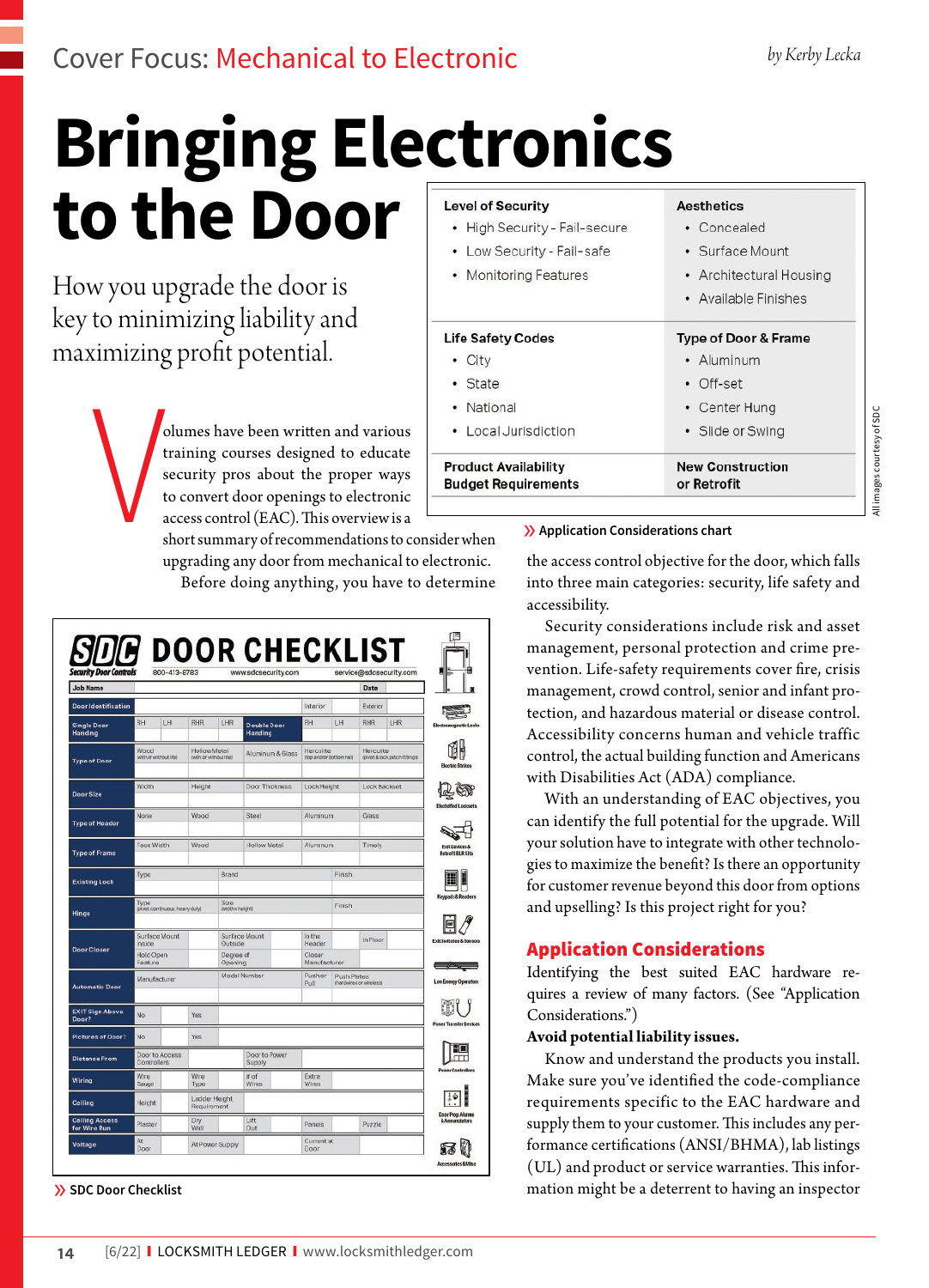Cover Focus: Mechanical to Electronic

by Kerby Lecka

# Bringing Electronics to the Door

How you upgrade the door is key to minimizing liability and maximizing profit potential.

| Level of Security | Aesthetics |
|---|---|
| • High Security - Fail-secure<br>• Low Security - Fail-safe<br>• Monitoring Features | • Concealed<br>• Surface Mount<br>• Architectural Housing<br>• Available Finishes |
| **Life Safety Codes**<br>• City<br>• State<br>• National<br>• Local Jurisdiction | **Type of Door & Frame**<br>• Aluminum<br>• Off-set<br>• Center Hung<br>• Slide or Swing |
| **Product Availability**<br>**Budget Requirements** | **New Construction or Retrofit** |

» Application Considerations chart

All images courtesy of SDC

Volumes have been written and various training courses designed to educate security pros about the proper ways to convert door openings to electronic access control (EAC). This overview is a short summary of recommendations to consider when upgrading any door from mechanical to electronic.

Before doing anything, you have to determine the access control objective for the door, which falls into three main categories: security, life safety and accessibility.

Security considerations include risk and asset management, personal protection and crime prevention. Life-safety requirements cover fire, crisis management, crowd control, senior and infant protection, and hazardous material or disease control. Accessibility concerns human and vehicle traffic control, the actual building function and Americans with Disabilities Act (ADA) compliance.

With an understanding of EAC objectives, you can identify the full potential for the upgrade. Will your solution have to integrate with other technologies to maximize the benefit? Is there an opportunity for customer revenue beyond this door from options and upselling? Is this project right for you?

**SDC DOOR CHECKLIST** — Security Door Controls — 800-413-8783 — www.sdcsecurity.com — service@sdcsecurity.com

| Job Name | | | | | | | Date | |
|---|---|---|---|---|---|---|---|---|
| Door Identification | | | | | Interior | | Exterior | |
| Single Door Handing | RH | LH | RHR | LHR | Double Door Handing: RH | LH | RHR | LHR |
| Type of Door | Wood (with or without lite) | | Hollow Metal (with or without lite) | | Aluminum & Glass | Herculite (top and/or bottom rail) | | Herculite (pivot & lock patch fittings) |
| Door Size | Width | | Height | | Door Thickness | Lock Height | | Lock Backset |
| Type of Header | None | | Wood | | Steel | Aluminum | | Glass |
| Type of Frame | Face Width | | Wood | | Hollow Metal | Aluminum | | Timely |
| Existing Lock | Type | | Brand | | | Finish | | |
| Hinge | Type (pivot, continuous, heavy duty) | | Size (width x height) | | | Finish | | |
| Door Closer | Surface Mount Inside / Hold Open Feature | | Surface Mount Outside / Degree of Opening | | | In the Header / Closer Manufacturer | | In Floor |
| Automatic Door | Manufacturer | | Model Number | | | Pusher Pull | Push Plates (hardwired or wireless) | |
| EXIT Sign Above Door? | No | | Yes | | | | | |
| Pictures of Door? | No | | Yes | | | | | |
| Distance From | Door to Access Controllers | | | | Door to Power Supply | | | |
| Wiring | Wire Gauge | | Wire Type | | # of Wires | Extra Wires | | |
| Ceiling | Height | | Ladder Height Requirement | | | | | |
| Ceiling Access for Wire Run | Plaster | | Dry Wall | | Lift Out | Panels | | Puzzle |
| Voltage | At Door | | At Power Supply | | | Current at Door | | |

Electromagnetic Locks · Electric Strikes · Electrified Locksets · Exit Devices & Retrofit ELR Kits · Keypads & Readers · Exit Switches & Sensors · Low Energy Operators · Power Transfer Devices · Power Controllers · Door Prop Alarms & Annunciators · Accessories & Misc

» SDC Door Checklist

## Application Considerations

Identifying the best suited EAC hardware requires a review of many factors. (See "Application Considerations.")

**Avoid potential liability issues.**

Know and understand the products you install. Make sure you've identified the code-compliance requirements specific to the EAC hardware and supply them to your customer. This includes any performance certifications (ANSI/BHMA), lab listings (UL) and product or service warranties. This information might be a deterrent to having an inspector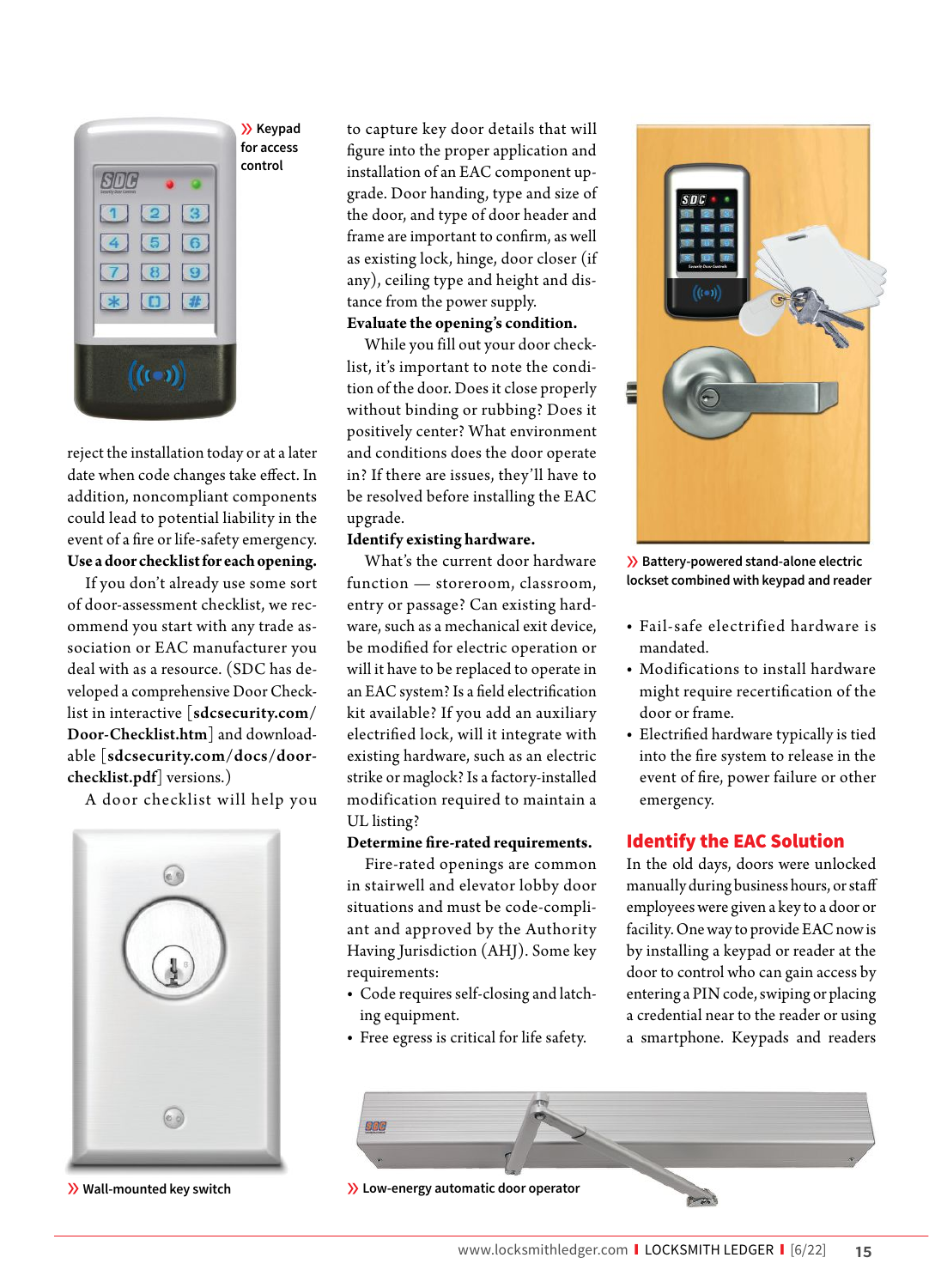Keypad for access control

reject the installation today or at a later date when code changes take effect. In addition, noncompliant components could lead to potential liability in the event of a fire or life-safety emergency.

**Use a door checklist for each opening.**

If you don't already use some sort of door-assessment checklist, we recommend you start with any trade association or EAC manufacturer you deal with as a resource. (SDC has developed a comprehensive Door Checklist in interactive [**sdcsecurity.com/Door-Checklist.htm**] and downloadable [**sdcsecurity.com/docs/door-checklist.pdf**] versions.)

A door checklist will help you to capture key door details that will figure into the proper application and installation of an EAC component upgrade. Door handing, type and size of the door, and type of door header and frame are important to confirm, as well as existing lock, hinge, door closer (if any), ceiling type and height and distance from the power supply.

**Evaluate the opening's condition.**

While you fill out your door checklist, it's important to note the condition of the door. Does it close properly without binding or rubbing? Does it positively center? What environment and conditions does the door operate in? If there are issues, they'll have to be resolved before installing the EAC upgrade.

**Identify existing hardware.**

What's the current door hardware function — storeroom, classroom, entry or passage? Can existing hardware, such as a mechanical exit device, be modified for electric operation or will it have to be replaced to operate in an EAC system? Is a field electrification kit available? If you add an auxiliary electrified lock, will it integrate with existing hardware, such as an electric strike or maglock? Is a factory-installed modification required to maintain a UL listing?

**Determine fire-rated requirements.**

Fire-rated openings are common in stairwell and elevator lobby door situations and must be code-compliant and approved by the Authority Having Jurisdiction (AHJ). Some key requirements:

- Code requires self-closing and latching equipment.
- Free egress is critical for life safety.
- Fail-safe electrified hardware is mandated.
- Modifications to install hardware might require recertification of the door or frame.
- Electrified hardware typically is tied into the fire system to release in the event of fire, power failure or other emergency.

Battery-powered stand-alone electric lockset combined with keypad and reader

## Identify the EAC Solution

In the old days, doors were unlocked manually during business hours, or staff employees were given a key to a door or facility. One way to provide EAC now is by installing a keypad or reader at the door to control who can gain access by entering a PIN code, swiping or placing a credential near to the reader or using a smartphone. Keypads and readers

Wall-mounted key switch

Low-energy automatic door operator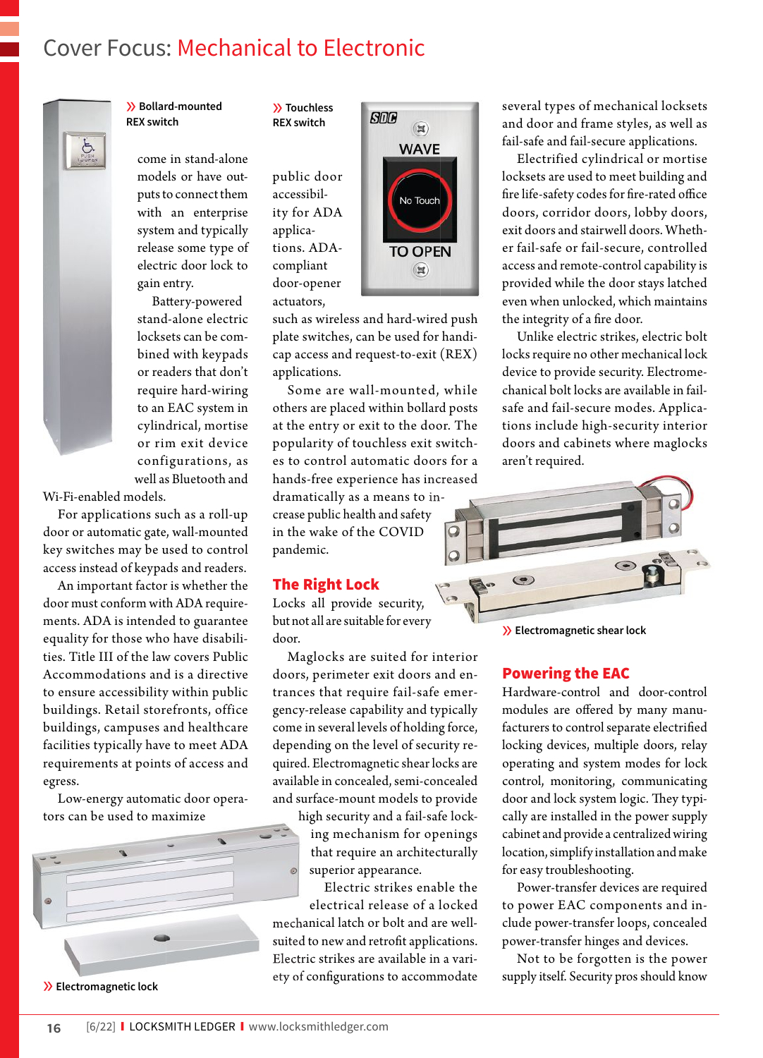# Cover Focus: Mechanical to Electronic

come in stand-alone models or have outputs to connect them with an enterprise system and typically release some type of electric door lock to gain entry.

Battery-powered stand-alone electric locksets can be combined with keypads or readers that don't require hard-wiring to an EAC system in cylindrical, mortise or rim exit device configurations, as well as Bluetooth and Wi-Fi-enabled models.

For applications such as a roll-up door or automatic gate, wall-mounted key switches may be used to control access instead of keypads and readers.

An important factor is whether the door must conform with ADA requirements. ADA is intended to guarantee equality for those who have disabilities. Title III of the law covers Public Accommodations and is a directive to ensure accessibility within public buildings. Retail storefronts, office buildings, campuses and healthcare facilities typically have to meet ADA requirements at points of access and egress.

Low-energy automatic door operators can be used to maximize public door accessibility for ADA applications. ADA-compliant door-opener actuators, such as wireless and hard-wired push plate switches, can be used for handicap access and request-to-exit (REX) applications.

Some are wall-mounted, while others are placed within bollard posts at the entry or exit to the door. The popularity of touchless exit switches to control automatic doors for a hands-free experience has increased dramatically as a means to increase public health and safety in the wake of the COVID pandemic.

» Bollard-mounted REX switch

» Touchless REX switch

» Electromagnetic lock

## The Right Lock

Locks all provide security, but not all are suitable for every door.

Maglocks are suited for interior doors, perimeter exit doors and entrances that require fail-safe emergency-release capability and typically come in several levels of holding force, depending on the level of security required. Electromagnetic shear locks are available in concealed, semi-concealed and surface-mount models to provide high security and a fail-safe locking mechanism for openings that require an architecturally superior appearance.

Electric strikes enable the electrical release of a locked mechanical latch or bolt and are well-suited to new and retrofit applications. Electric strikes are available in a variety of configurations to accommodate several types of mechanical locksets and door and frame styles, as well as fail-safe and fail-secure applications.

Electrified cylindrical or mortise locksets are used to meet building and fire life-safety codes for fire-rated office doors, corridor doors, lobby doors, exit doors and stairwell doors. Whether fail-safe or fail-secure, controlled access and remote-control capability is provided while the door stays latched even when unlocked, which maintains the integrity of a fire door.

Unlike electric strikes, electric bolt locks require no other mechanical lock device to provide security. Electromechanical bolt locks are available in fail-safe and fail-secure modes. Applications include high-security interior doors and cabinets where maglocks aren't required.

» Electromagnetic shear lock

## Powering the EAC

Hardware-control and door-control modules are offered by many manufacturers to control separate electrified locking devices, multiple doors, relay operating and system modes for lock control, monitoring, communicating door and lock system logic. They typically are installed in the power supply cabinet and provide a centralized wiring location, simplify installation and make for easy troubleshooting.

Power-transfer devices are required to power EAC components and include power-transfer loops, concealed power-transfer hinges and devices.

Not to be forgotten is the power supply itself. Security pros should know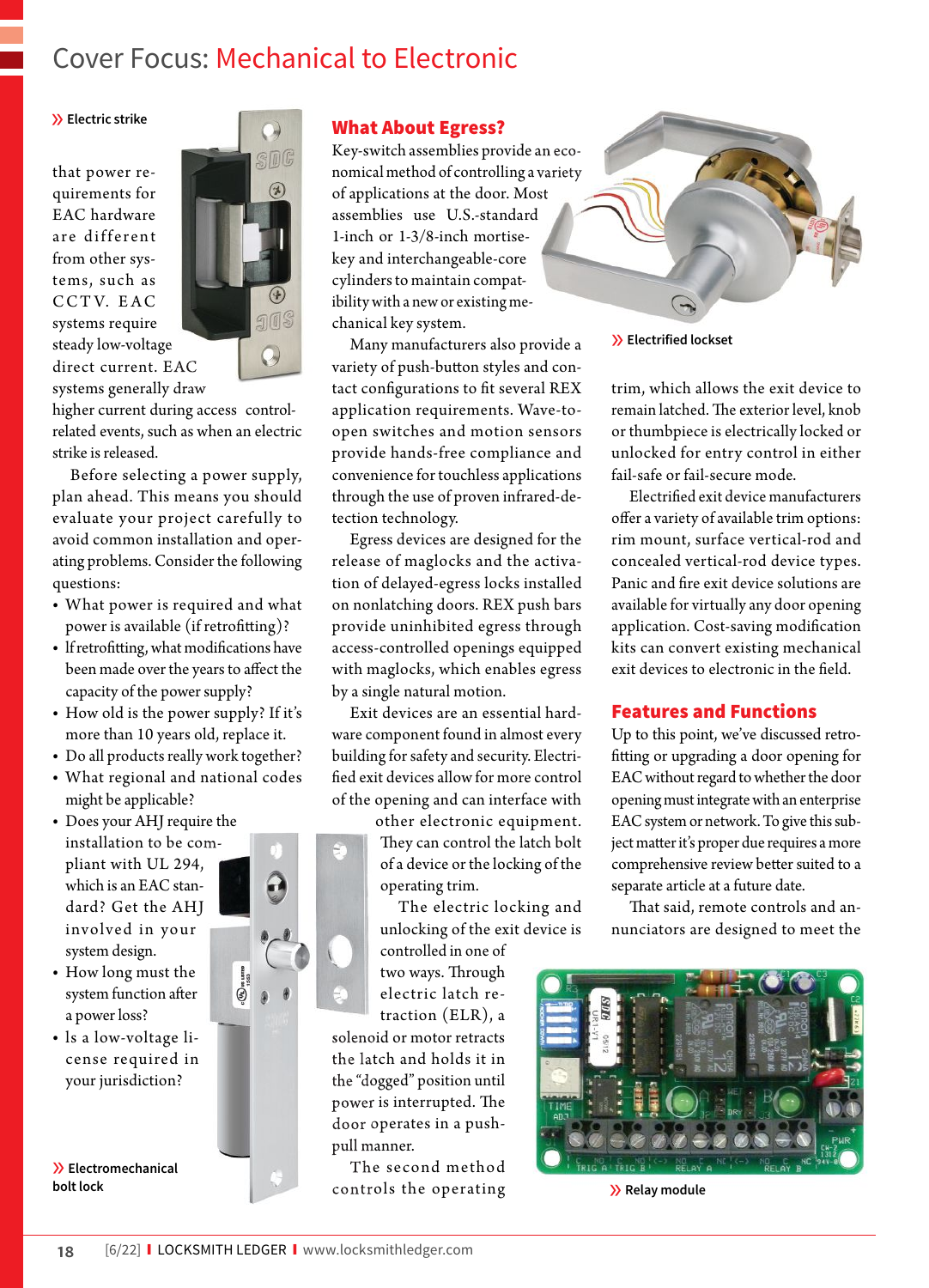# Cover Focus: Mechanical to Electronic

» Electric strike

that power requirements for EAC hardware are different from other systems, such as CCTV. EAC systems require steady low-voltage direct current. EAC systems generally draw higher current during access control-related events, such as when an electric strike is released.

Before selecting a power supply, plan ahead. This means you should evaluate your project carefully to avoid common installation and operating problems. Consider the following questions:

- What power is required and what power is available (if retrofitting)?
- If retrofitting, what modifications have been made over the years to affect the capacity of the power supply?
- How old is the power supply? If it's more than 10 years old, replace it.
- Do all products really work together?
- What regional and national codes might be applicable?
- Does your AHJ require the installation to be compliant with UL 294, which is an EAC standard? Get the AHJ involved in your system design.
- How long must the system function after a power loss?
- Is a low-voltage license required in your jurisdiction?

» Electromechanical bolt lock

## What About Egress?

Key-switch assemblies provide an economical method of controlling a variety of applications at the door. Most assemblies use U.S.-standard 1-inch or 1-3/8-inch mortise-key and interchangeable-core cylinders to maintain compatibility with a new or existing mechanical key system.

Many manufacturers also provide a variety of push-button styles and contact configurations to fit several REX application requirements. Wave-to-open switches and motion sensors provide hands-free compliance and convenience for touchless applications through the use of proven infrared-detection technology.

Egress devices are designed for the release of maglocks and the activation of delayed-egress locks installed on nonlatching doors. REX push bars provide uninhibited egress through access-controlled openings equipped with maglocks, which enables egress by a single natural motion.

Exit devices are an essential hardware component found in almost every building for safety and security. Electrified exit devices allow for more control of the opening and can interface with other electronic equipment. They can control the latch bolt of a device or the locking of the operating trim.

The electric locking and unlocking of the exit device is controlled in one of two ways. Through electric latch retraction (ELR), a solenoid or motor retracts the latch and holds it in the "dogged" position until power is interrupted. The door operates in a push-pull manner.

The second method controls the operating trim, which allows the exit device to remain latched. The exterior level, knob or thumbpiece is electrically locked or unlocked for entry control in either fail-safe or fail-secure mode.

» Electrified lockset

Electrified exit device manufacturers offer a variety of available trim options: rim mount, surface vertical-rod and concealed vertical-rod device types. Panic and fire exit device solutions are available for virtually any door opening application. Cost-saving modification kits can convert existing mechanical exit devices to electronic in the field.

## Features and Functions

Up to this point, we've discussed retrofitting or upgrading a door opening for EAC without regard to whether the door opening must integrate with an enterprise EAC system or network. To give this subject matter it's proper due requires a more comprehensive review better suited to a separate article at a future date.

That said, remote controls and annunciators are designed to meet the

» Relay module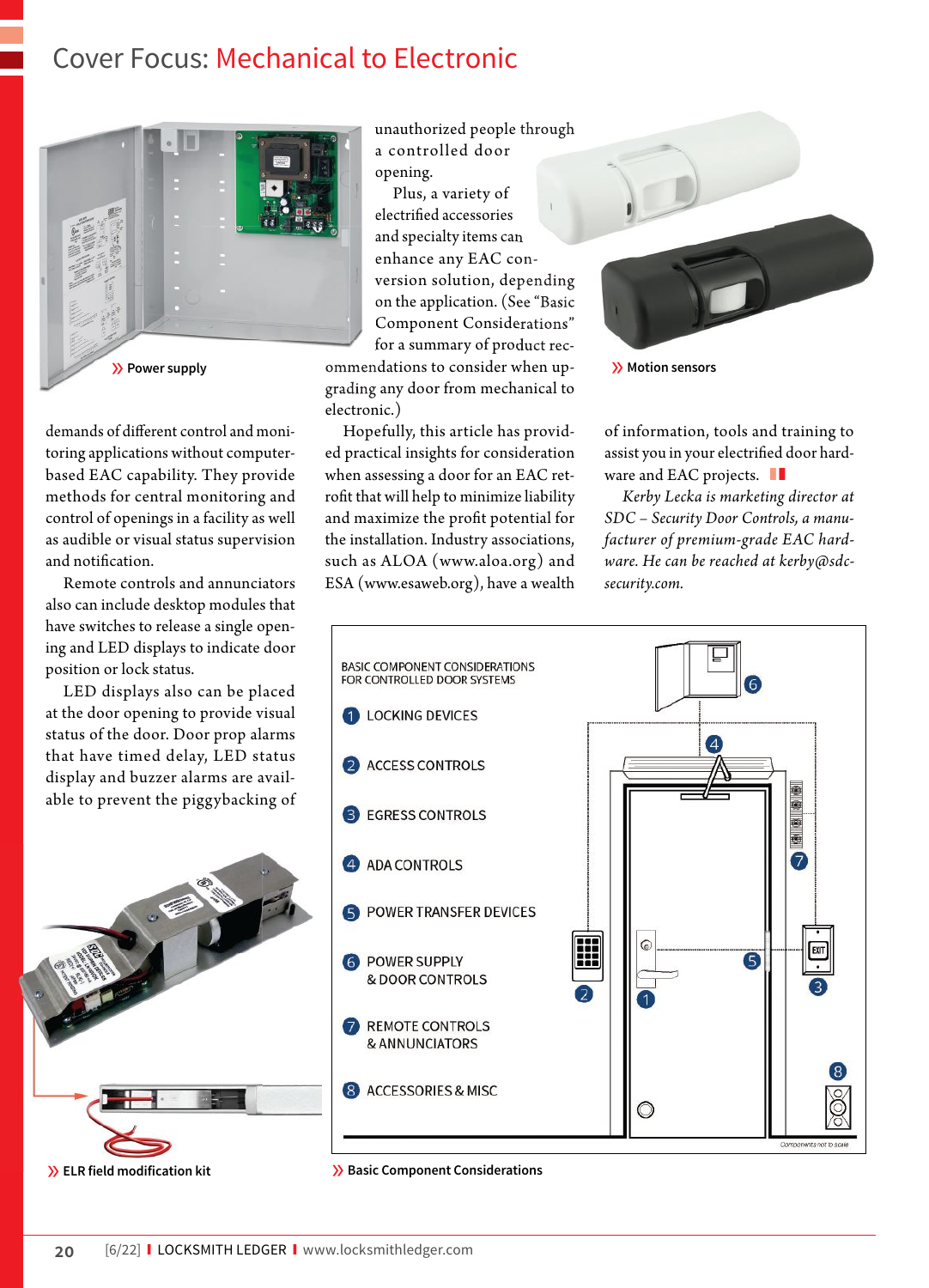Power supply

Motion sensors

demands of different control and monitoring applications without computer-based EAC capability. They provide methods for central monitoring and control of openings in a facility as well as audible or visual status supervision and notification.

Remote controls and annunciators also can include desktop modules that have switches to release a single opening and LED displays to indicate door position or lock status.

LED displays also can be placed at the door opening to provide visual status of the door. Door prop alarms that have timed delay, LED status display and buzzer alarms are available to prevent the piggybacking of unauthorized people through a controlled door opening.

Plus, a variety of electrified accessories and specialty items can enhance any EAC conversion solution, depending on the application. (See "Basic Component Considerations" for a summary of product recommendations to consider when upgrading any door from mechanical to electronic.)

Hopefully, this article has provided practical insights for consideration when assessing a door for an EAC retrofit that will help to minimize liability and maximize the profit potential for the installation. Industry associations, such as ALOA (www.aloa.org) and ESA (www.esaweb.org), have a wealth of information, tools and training to assist you in your electrified door hardware and EAC projects.

*Kerby Lecka is marketing director at SDC – Security Door Controls, a manufacturer of premium-grade EAC hardware. He can be reached at kerby@sdcsecurity.com.*

ELR field modification kit

BASIC COMPONENT CONSIDERATIONS FOR CONTROLLED DOOR SYSTEMS

1 LOCKING DEVICES

2 ACCESS CONTROLS

3 EGRESS CONTROLS

4 ADA CONTROLS

5 POWER TRANSFER DEVICES

6 POWER SUPPLY & DOOR CONTROLS

7 REMOTE CONTROLS & ANNUNCIATORS

8 ACCESSORIES & MISC

Components not to scale

Basic Component Considerations